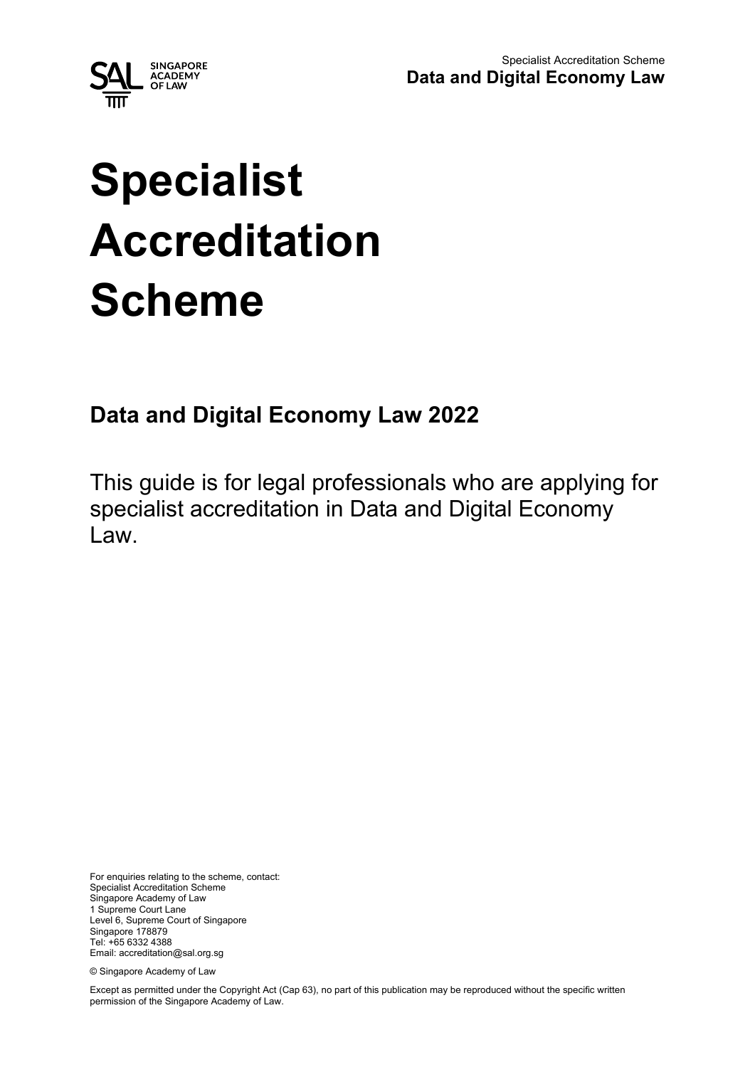# Specialist Accreditation Scheme

## Data and Digital Economy Law 2022

This guide is for legal professionals who are applying for specialist accreditation in Data and Digital Economy Law.

For enquiries relating to the scheme, contact:
Specialist Accreditation Scheme
Singapore Academy of Law
1 Supreme Court Lane
Level 6, Supreme Court of Singapore
Singapore 178879
Tel: +65 6332 4388
Email: accreditation@sal.org.sg

© Singapore Academy of Law

Except as permitted under the Copyright Act (Cap 63), no part of this publication may be reproduced without the specific written permission of the Singapore Academy of Law.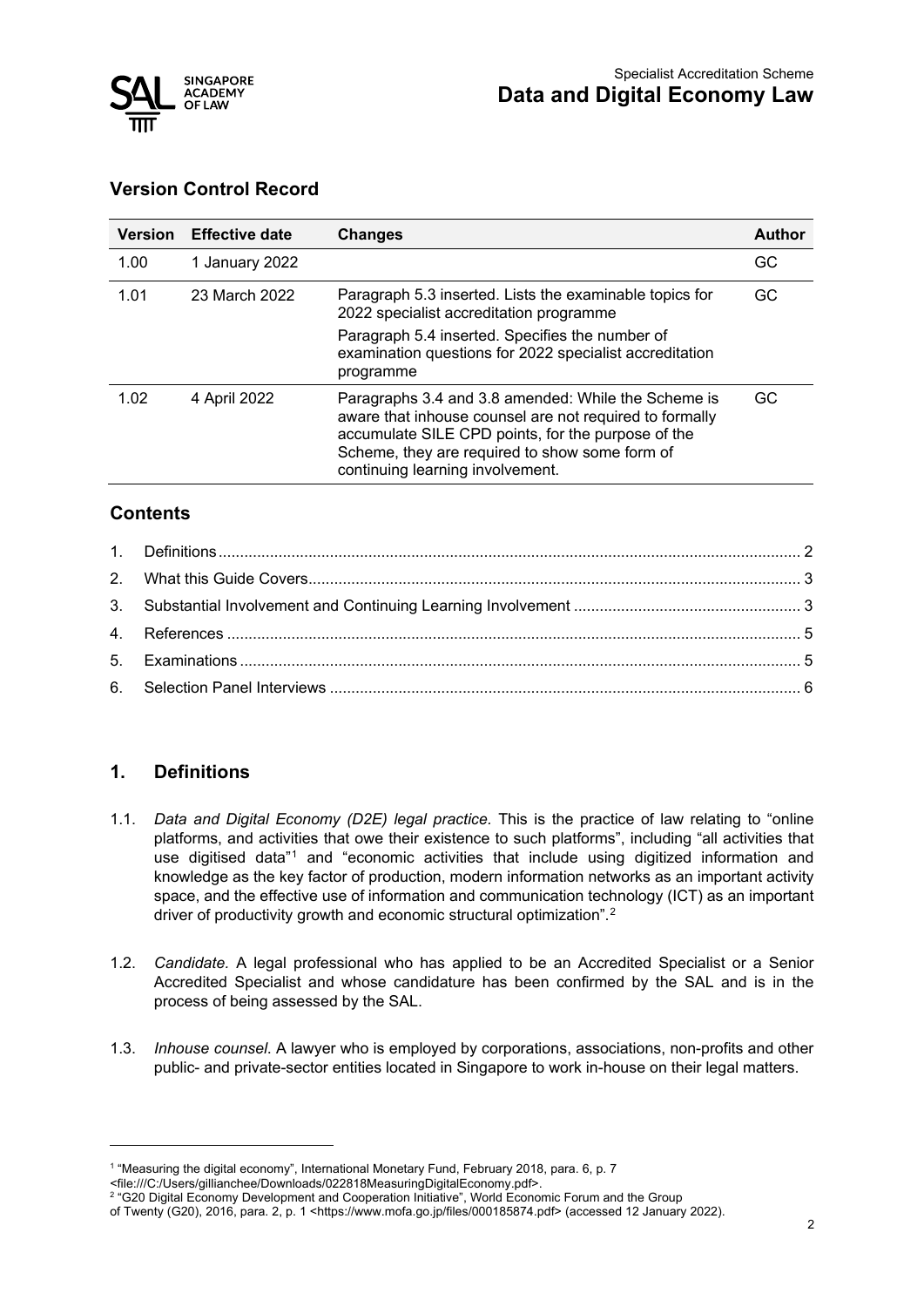## Version Control Record

| Version | Effective date | Changes | Author |
|---|---|---|---|
| 1.00 | 1 January 2022 | | GC |
| 1.01 | 23 March 2022 | Paragraph 5.3 inserted. Lists the examinable topics for 2022 specialist accreditation programme<br>Paragraph 5.4 inserted. Specifies the number of examination questions for 2022 specialist accreditation programme | GC |
| 1.02 | 4 April 2022 | Paragraphs 3.4 and 3.8 amended: While the Scheme is aware that inhouse counsel are not required to formally accumulate SILE CPD points, for the purpose of the Scheme, they are required to show some form of continuing learning involvement. | GC |

## Contents

1. Definitions ..... 2
2. What this Guide Covers ..... 3
3. Substantial Involvement and Continuing Learning Involvement ..... 3
4. References ..... 5
5. Examinations ..... 5
6. Selection Panel Interviews ..... 6

## 1. Definitions

1.1. *Data and Digital Economy (D2E) legal practice.* This is the practice of law relating to "online platforms, and activities that owe their existence to such platforms", including "all activities that use digitised data"[1] and "economic activities that include using digitized information and knowledge as the key factor of production, modern information networks as an important activity space, and the effective use of information and communication technology (ICT) as an important driver of productivity growth and economic structural optimization".[2]

1.2. *Candidate.* A legal professional who has applied to be an Accredited Specialist or a Senior Accredited Specialist and whose candidature has been confirmed by the SAL and is in the process of being assessed by the SAL.

1.3. *Inhouse counsel.* A lawyer who is employed by corporations, associations, non-profits and other public- and private-sector entities located in Singapore to work in-house on their legal matters.

---

[1] "Measuring the digital economy", International Monetary Fund, February 2018, para. 6, p. 7 <file:///C:/Users/gillianchee/Downloads/022818MeasuringDigitalEconomy.pdf>.

[2] "G20 Digital Economy Development and Cooperation Initiative", World Economic Forum and the Group of Twenty (G20), 2016, para. 2, p. 1 <https://www.mofa.go.jp/files/000185874.pdf> (accessed 12 January 2022).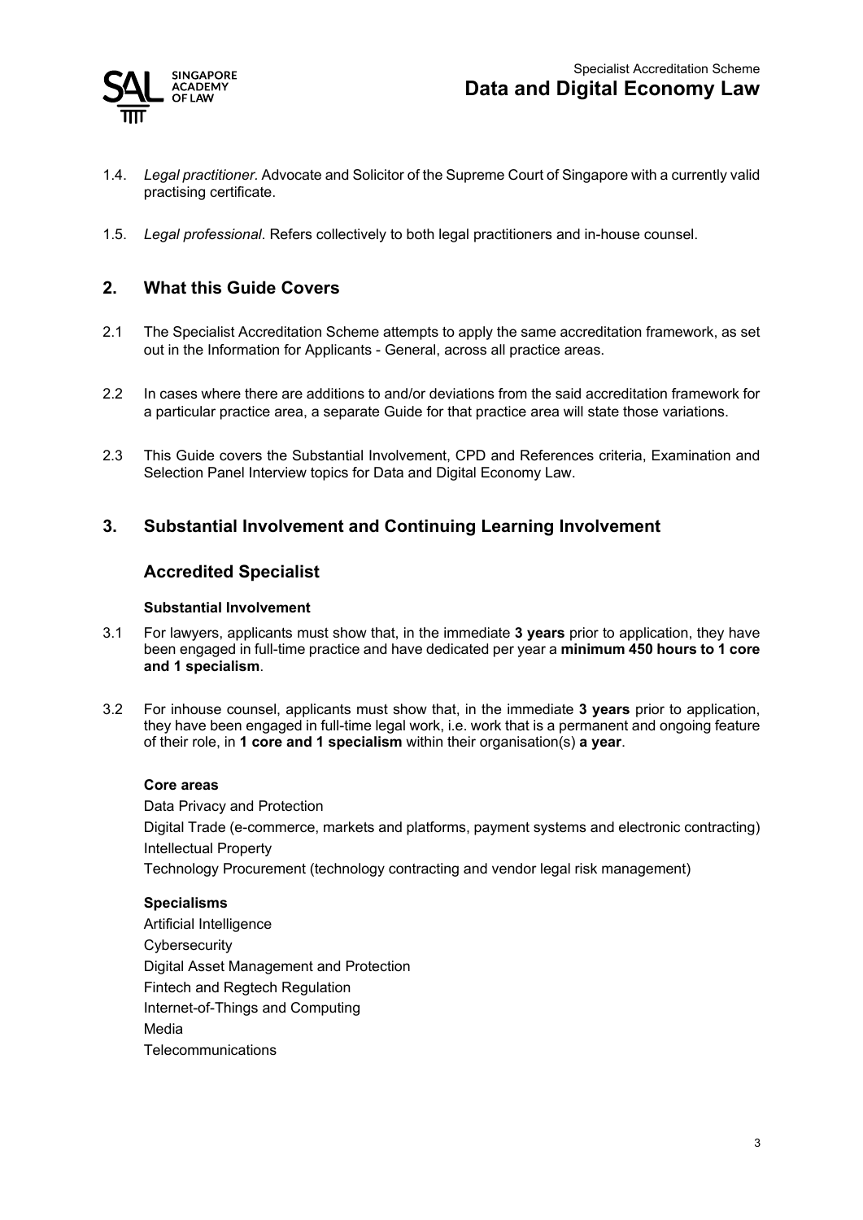1.4. *Legal practitioner*. Advocate and Solicitor of the Supreme Court of Singapore with a currently valid practising certificate.

1.5. *Legal professional*. Refers collectively to both legal practitioners and in-house counsel.

## 2. What this Guide Covers

2.1 The Specialist Accreditation Scheme attempts to apply the same accreditation framework, as set out in the Information for Applicants - General, across all practice areas.

2.2 In cases where there are additions to and/or deviations from the said accreditation framework for a particular practice area, a separate Guide for that practice area will state those variations.

2.3 This Guide covers the Substantial Involvement, CPD and References criteria, Examination and Selection Panel Interview topics for Data and Digital Economy Law.

## 3. Substantial Involvement and Continuing Learning Involvement

### Accredited Specialist

#### Substantial Involvement

3.1 For lawyers, applicants must show that, in the immediate **3 years** prior to application, they have been engaged in full-time practice and have dedicated per year a **minimum 450 hours to 1 core and 1 specialism**.

3.2 For inhouse counsel, applicants must show that, in the immediate **3 years** prior to application, they have been engaged in full-time legal work, i.e. work that is a permanent and ongoing feature of their role, in **1 core and 1 specialism** within their organisation(s) **a year**.

**Core areas**

Data Privacy and Protection
Digital Trade (e-commerce, markets and platforms, payment systems and electronic contracting)
Intellectual Property
Technology Procurement (technology contracting and vendor legal risk management)

**Specialisms**

Artificial Intelligence
Cybersecurity
Digital Asset Management and Protection
Fintech and Regtech Regulation
Internet-of-Things and Computing
Media
Telecommunications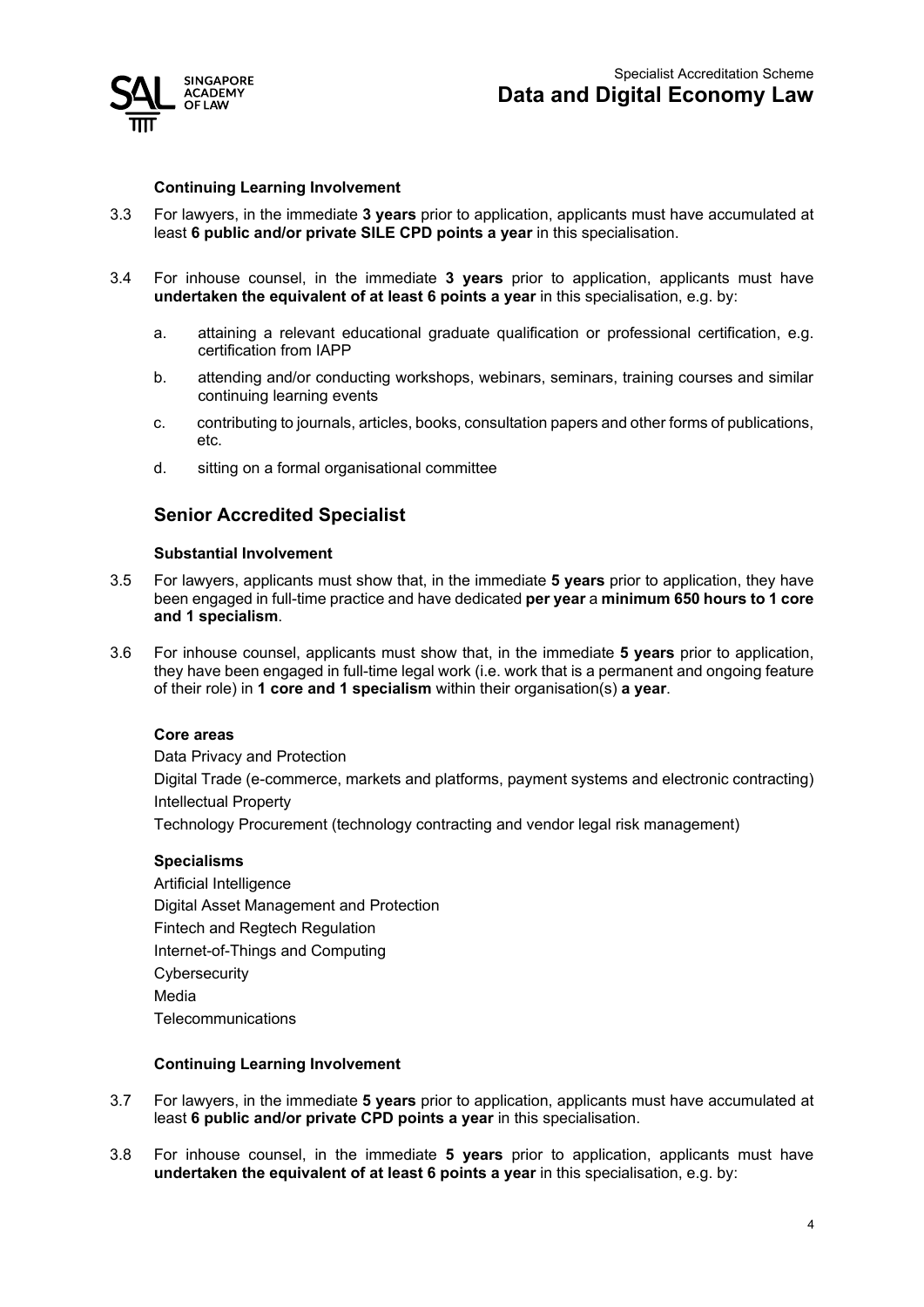#### Continuing Learning Involvement

3.3 For lawyers, in the immediate **3 years** prior to application, applicants must have accumulated at least **6 public and/or private SILE CPD points a year** in this specialisation.

3.4 For inhouse counsel, in the immediate **3 years** prior to application, applicants must have **undertaken the equivalent of at least 6 points a year** in this specialisation, e.g. by:

a. attaining a relevant educational graduate qualification or professional certification, e.g. certification from IAPP

b. attending and/or conducting workshops, webinars, seminars, training courses and similar continuing learning events

c. contributing to journals, articles, books, consultation papers and other forms of publications, etc.

d. sitting on a formal organisational committee

## Senior Accredited Specialist

#### Substantial Involvement

3.5 For lawyers, applicants must show that, in the immediate **5 years** prior to application, they have been engaged in full-time practice and have dedicated **per year** a **minimum 650 hours to 1 core and 1 specialism**.

3.6 For inhouse counsel, applicants must show that, in the immediate **5 years** prior to application, they have been engaged in full-time legal work (i.e. work that is a permanent and ongoing feature of their role) in **1 core and 1 specialism** within their organisation(s) **a year**.

#### Core areas

Data Privacy and Protection

Digital Trade (e-commerce, markets and platforms, payment systems and electronic contracting)

Intellectual Property

Technology Procurement (technology contracting and vendor legal risk management)

#### Specialisms

Artificial Intelligence

Digital Asset Management and Protection

Fintech and Regtech Regulation

Internet-of-Things and Computing

Cybersecurity

Media

Telecommunications

#### Continuing Learning Involvement

3.7 For lawyers, in the immediate **5 years** prior to application, applicants must have accumulated at least **6 public and/or private CPD points a year** in this specialisation.

3.8 For inhouse counsel, in the immediate **5 years** prior to application, applicants must have **undertaken the equivalent of at least 6 points a year** in this specialisation, e.g. by: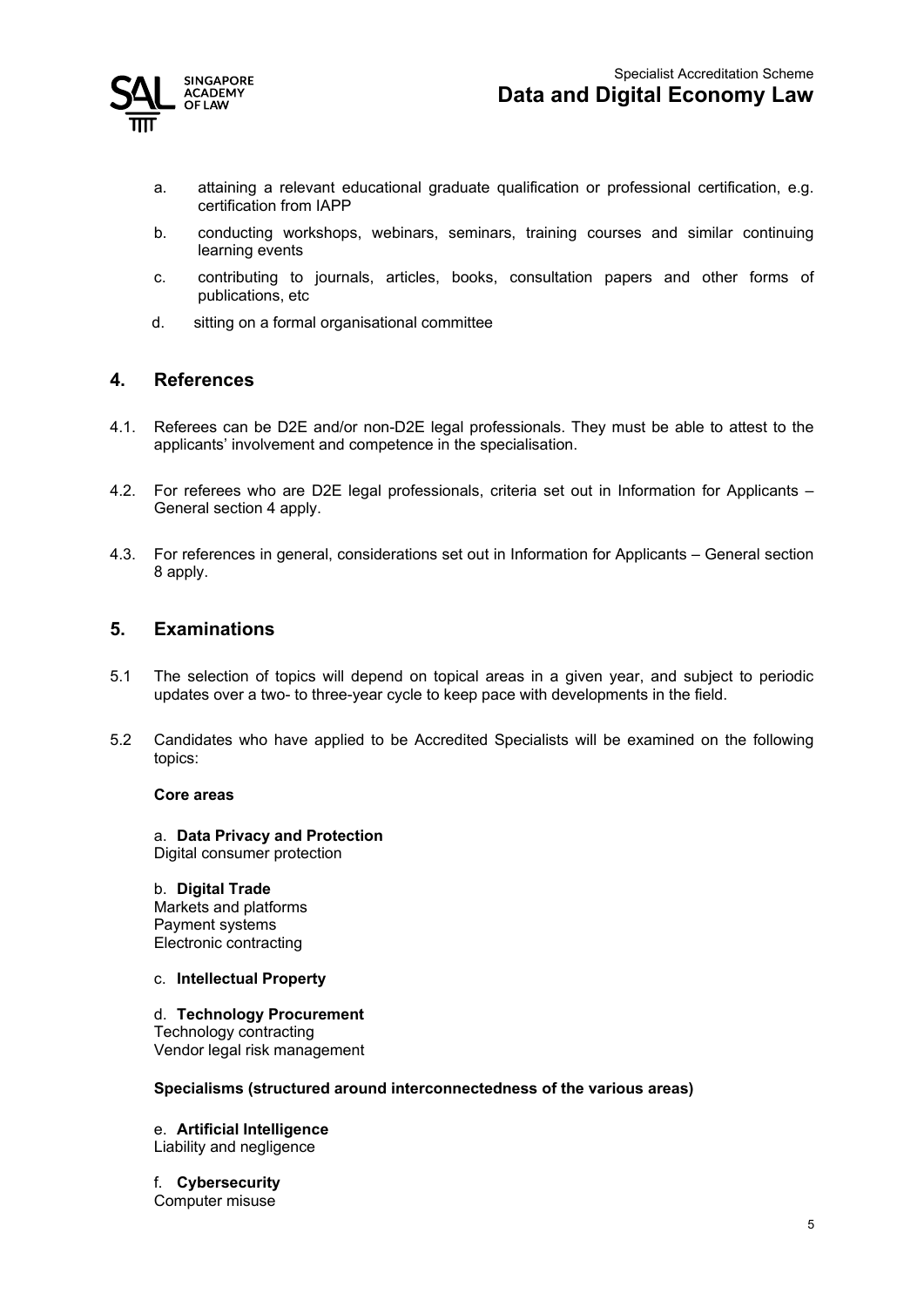a. attaining a relevant educational graduate qualification or professional certification, e.g. certification from IAPP

b. conducting workshops, webinars, seminars, training courses and similar continuing learning events

c. contributing to journals, articles, books, consultation papers and other forms of publications, etc

d. sitting on a formal organisational committee

## 4. References

4.1. Referees can be D2E and/or non-D2E legal professionals. They must be able to attest to the applicants' involvement and competence in the specialisation.

4.2. For referees who are D2E legal professionals, criteria set out in Information for Applicants – General section 4 apply.

4.3. For references in general, considerations set out in Information for Applicants – General section 8 apply.

## 5. Examinations

5.1 The selection of topics will depend on topical areas in a given year, and subject to periodic updates over a two- to three-year cycle to keep pace with developments in the field.

5.2 Candidates who have applied to be Accredited Specialists will be examined on the following topics:

**Core areas**

a. **Data Privacy and Protection**
Digital consumer protection

b. **Digital Trade**
Markets and platforms
Payment systems
Electronic contracting

c. **Intellectual Property**

d. **Technology Procurement**
Technology contracting
Vendor legal risk management

**Specialisms (structured around interconnectedness of the various areas)**

e. **Artificial Intelligence**
Liability and negligence

f. **Cybersecurity**
Computer misuse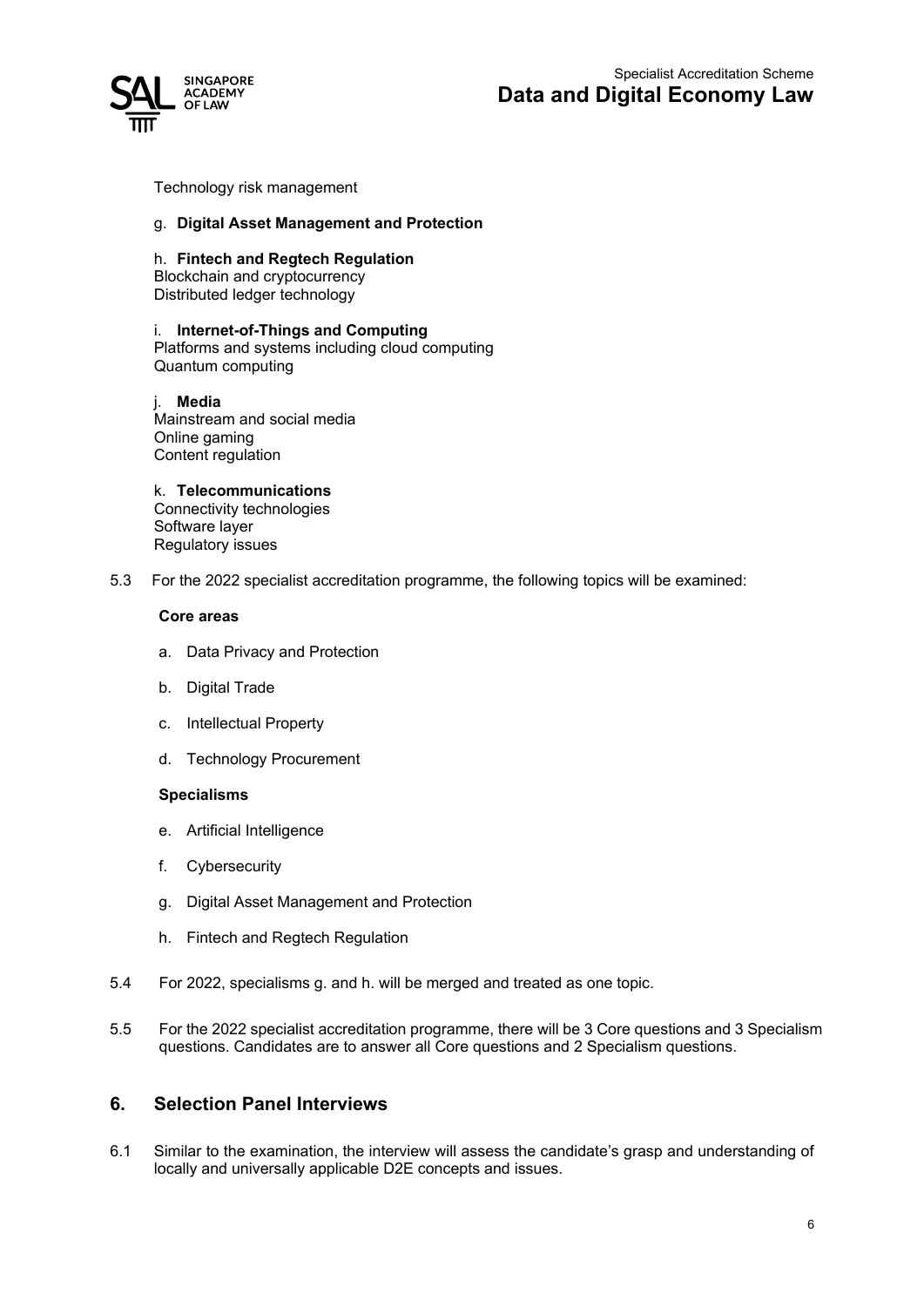Technology risk management

g. **Digital Asset Management and Protection**

h. **Fintech and Regtech Regulation**
Blockchain and cryptocurrency
Distributed ledger technology

i. **Internet-of-Things and Computing**
Platforms and systems including cloud computing
Quantum computing

j. **Media**
Mainstream and social media
Online gaming
Content regulation

k. **Telecommunications**
Connectivity technologies
Software layer
Regulatory issues

5.3 For the 2022 specialist accreditation programme, the following topics will be examined:

**Core areas**

a. Data Privacy and Protection

b. Digital Trade

c. Intellectual Property

d. Technology Procurement

**Specialisms**

e. Artificial Intelligence

f. Cybersecurity

g. Digital Asset Management and Protection

h. Fintech and Regtech Regulation

5.4 For 2022, specialisms g. and h. will be merged and treated as one topic.

5.5 For the 2022 specialist accreditation programme, there will be 3 Core questions and 3 Specialism questions. Candidates are to answer all Core questions and 2 Specialism questions.

## 6. Selection Panel Interviews

6.1 Similar to the examination, the interview will assess the candidate's grasp and understanding of locally and universally applicable D2E concepts and issues.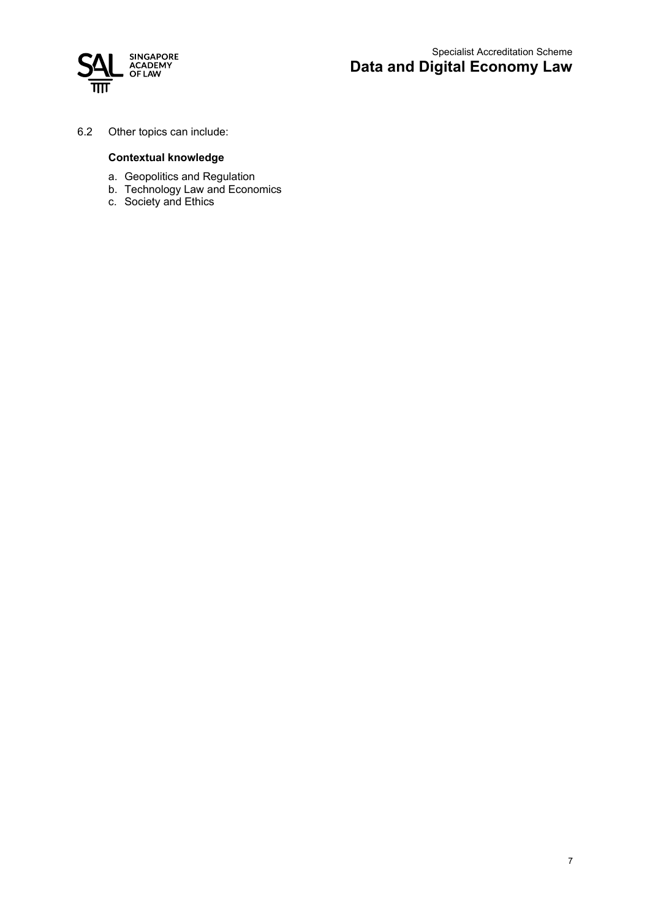6.2 Other topics can include:

**Contextual knowledge**

a. Geopolitics and Regulation
b. Technology Law and Economics
c. Society and Ethics